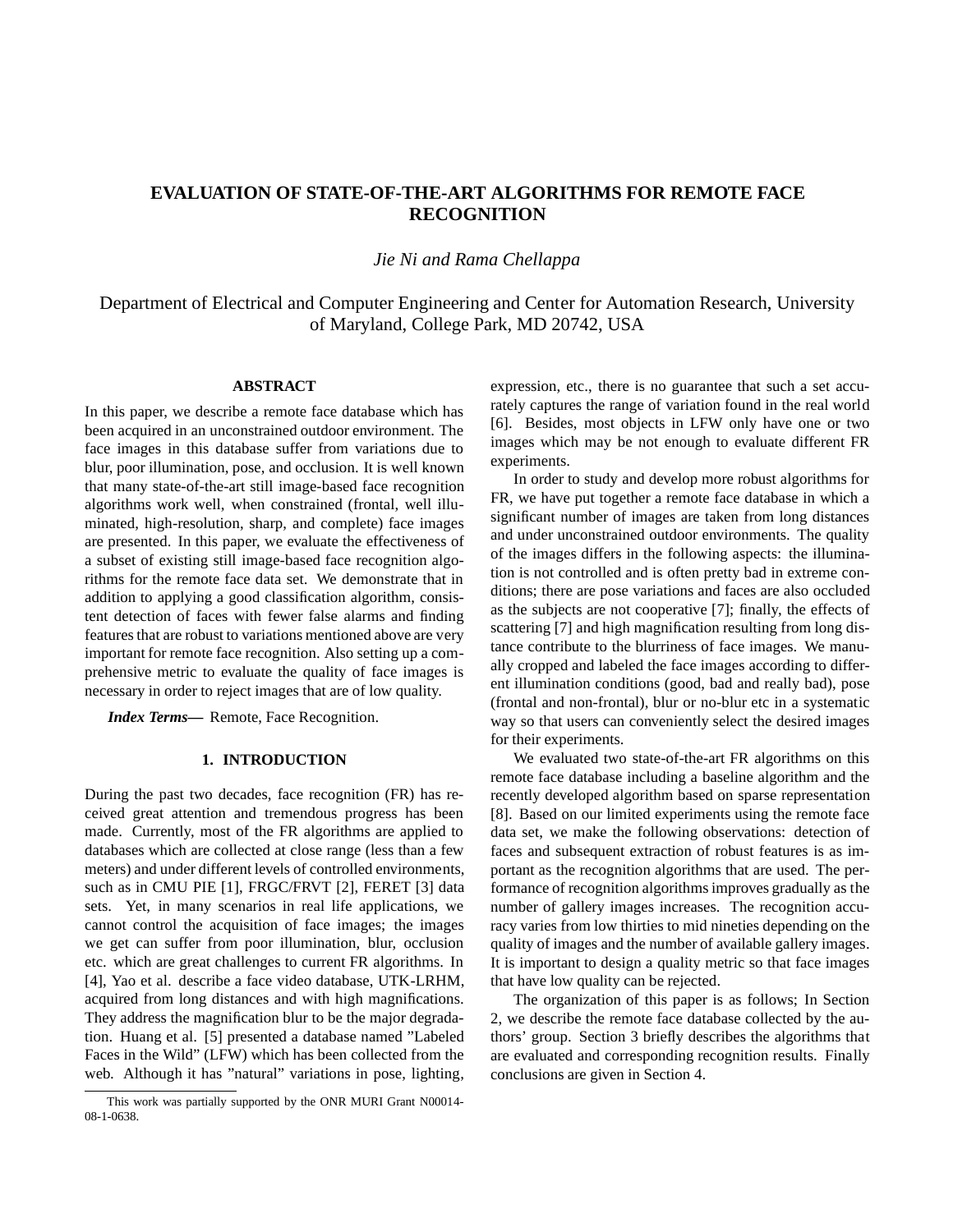# EVALUATION OF STATE-OF-THE-ART ALGORITHMS FOR REMOTE FACE RECOGNITION

*Jie Ni and Rama Chellappa*

Department of Electrical and Computer Engineering and Center for Automation Research, University of Maryland, College Park, MD 20742, USA

## ABSTRACT

In this paper, we describe a remote face database which has been acquired in an unconstrained outdoor environment. The face images in this database suffer from variations due to blur, poor illumination, pose, and occlusion. It is well known that many state-of-the-art still image-based face recognition algorithms work well, when constrained (frontal, well illuminated, high-resolution, sharp, and complete) face images are presented. In this paper, we evaluate the effectiveness of a subset of existing still image-based face recognition algorithms for the remote face data set. We demonstrate that in addition to applying a good classification algorithm, consistent detection of faces with fewer false alarms and finding features that are robust to variations mentioned above are very important for remote face recognition. Also setting up a comprehensive metric to evaluate the quality of face images is necessary in order to reject images that are of low quality.

***Index Terms***— Remote, Face Recognition.

## 1. INTRODUCTION

During the past two decades, face recognition (FR) has received great attention and tremendous progress has been made. Currently, most of the FR algorithms are applied to databases which are collected at close range (less than a few meters) and under different levels of controlled environments, such as in CMU PIE [1], FRGC/FRVT [2], FERET [3] data sets. Yet, in many scenarios in real life applications, we cannot control the acquisition of face images; the images we get can suffer from poor illumination, blur, occlusion etc. which are great challenges to current FR algorithms. In [4], Yao et al. describe a face video database, UTK-LRHM, acquired from long distances and with high magnifications. They address the magnification blur to be the major degradation. Huang et al. [5] presented a database named "Labeled Faces in the Wild" (LFW) which has been collected from the web. Although it has "natural" variations in pose, lighting, expression, etc., there is no guarantee that such a set accurately captures the range of variation found in the real world [6]. Besides, most objects in LFW only have one or two images which may be not enough to evaluate different FR experiments.

In order to study and develop more robust algorithms for FR, we have put together a remote face database in which a significant number of images are taken from long distances and under unconstrained outdoor environments. The quality of the images differs in the following aspects: the illumination is not controlled and is often pretty bad in extreme conditions; there are pose variations and faces are also occluded as the subjects are not cooperative [7]; finally, the effects of scattering [7] and high magnification resulting from long distance contribute to the blurriness of face images. We manually cropped and labeled the face images according to different illumination conditions (good, bad and really bad), pose (frontal and non-frontal), blur or no-blur etc in a systematic way so that users can conveniently select the desired images for their experiments.

We evaluated two state-of-the-art FR algorithms on this remote face database including a baseline algorithm and the recently developed algorithm based on sparse representation [8]. Based on our limited experiments using the remote face data set, we make the following observations: detection of faces and subsequent extraction of robust features is as important as the recognition algorithms that are used. The performance of recognition algorithms improves gradually as the number of gallery images increases. The recognition accuracy varies from low thirties to mid nineties depending on the quality of images and the number of available gallery images. It is important to design a quality metric so that face images that have low quality can be rejected.

The organization of this paper is as follows; In Section 2, we describe the remote face database collected by the authors' group. Section 3 briefly describes the algorithms that are evaluated and corresponding recognition results. Finally conclusions are given in Section 4.

---

This work was partially supported by the ONR MURI Grant N00014-08-1-0638.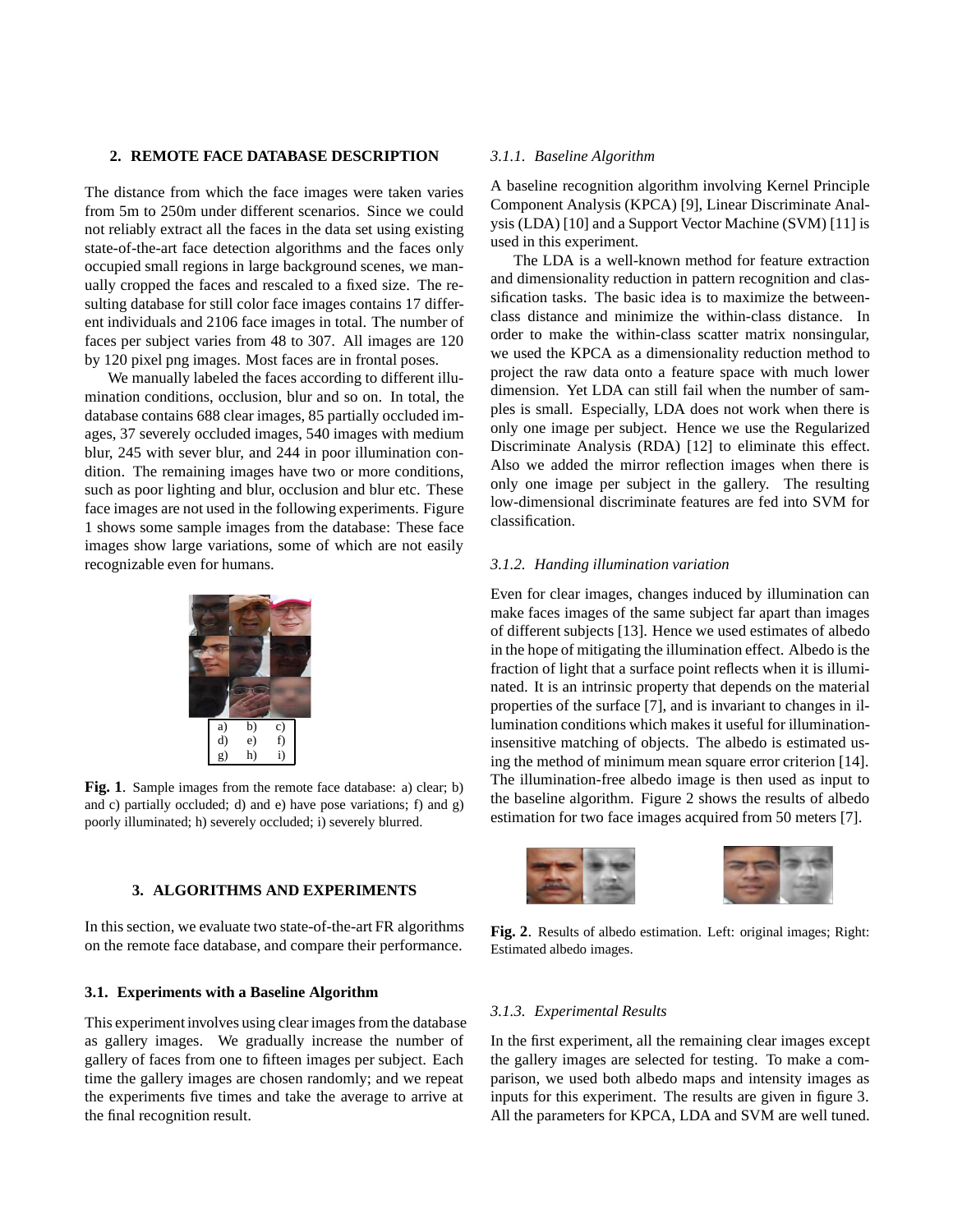## 2. REMOTE FACE DATABASE DESCRIPTION

The distance from which the face images were taken varies from 5m to 250m under different scenarios. Since we could not reliably extract all the faces in the data set using existing state-of-the-art face detection algorithms and the faces only occupied small regions in large background scenes, we manually cropped the faces and rescaled to a fixed size. The resulting database for still color face images contains 17 different individuals and 2106 face images in total. The number of faces per subject varies from 48 to 307. All images are 120 by 120 pixel png images. Most faces are in frontal poses.

We manually labeled the faces according to different illumination conditions, occlusion, blur and so on. In total, the database contains 688 clear images, 85 partially occluded images, 37 severely occluded images, 540 images with medium blur, 245 with sever blur, and 244 in poor illumination condition. The remaining images have two or more conditions, such as poor lighting and blur, occlusion and blur etc. These face images are not used in the following experiments. Figure 1 shows some sample images from the database: These face images show large variations, some of which are not easily recognizable even for humans.

| a) | b) | c) |
|---|---|---|
| d) | e) | f) |
| g) | h) | i) |

**Fig. 1**. Sample images from the remote face database: a) clear; b) and c) partially occluded; d) and e) have pose variations; f) and g) poorly illuminated; h) severely occluded; i) severely blurred.

## 3. ALGORITHMS AND EXPERIMENTS

In this section, we evaluate two state-of-the-art FR algorithms on the remote face database, and compare their performance.

### 3.1. Experiments with a Baseline Algorithm

This experiment involves using clear images from the database as gallery images. We gradually increase the number of gallery of faces from one to fifteen images per subject. Each time the gallery images are chosen randomly; and we repeat the experiments five times and take the average to arrive at the final recognition result.

#### *3.1.1. Baseline Algorithm*

A baseline recognition algorithm involving Kernel Principle Component Analysis (KPCA) [9], Linear Discriminate Analysis (LDA) [10] and a Support Vector Machine (SVM) [11] is used in this experiment.

The LDA is a well-known method for feature extraction and dimensionality reduction in pattern recognition and classification tasks. The basic idea is to maximize the between-class distance and minimize the within-class distance. In order to make the within-class scatter matrix nonsingular, we used the KPCA as a dimensionality reduction method to project the raw data onto a feature space with much lower dimension. Yet LDA can still fail when the number of samples is small. Especially, LDA does not work when there is only one image per subject. Hence we use the Regularized Discriminate Analysis (RDA) [12] to eliminate this effect. Also we added the mirror reflection images when there is only one image per subject in the gallery. The resulting low-dimensional discriminate features are fed into SVM for classification.

#### *3.1.2. Handing illumination variation*

Even for clear images, changes induced by illumination can make faces images of the same subject far apart than images of different subjects [13]. Hence we used estimates of albedo in the hope of mitigating the illumination effect. Albedo is the fraction of light that a surface point reflects when it is illuminated. It is an intrinsic property that depends on the material properties of the surface [7], and is invariant to changes in illumination conditions which makes it useful for illumination-insensitive matching of objects. The albedo is estimated using the method of minimum mean square error criterion [14]. The illumination-free albedo image is then used as input to the baseline algorithm. Figure 2 shows the results of albedo estimation for two face images acquired from 50 meters [7].

**Fig. 2**. Results of albedo estimation. Left: original images; Right: Estimated albedo images.

#### *3.1.3. Experimental Results*

In the first experiment, all the remaining clear images except the gallery images are selected for testing. To make a comparison, we used both albedo maps and intensity images as inputs for this experiment. The results are given in figure 3. All the parameters for KPCA, LDA and SVM are well tuned.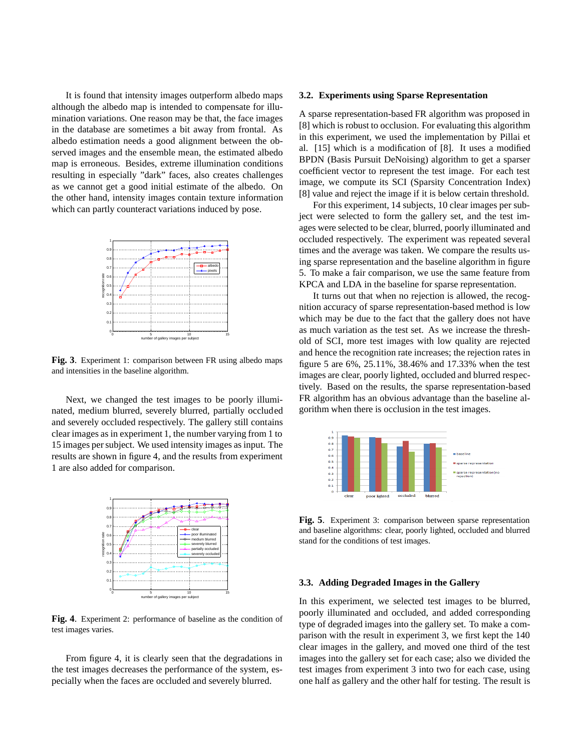It is found that intensity images outperform albedo maps although the albedo map is intended to compensate for illumination variations. One reason may be that, the face images in the database are sometimes a bit away from frontal. As albedo estimation needs a good alignment between the observed images and the ensemble mean, the estimated albedo map is erroneous. Besides, extreme illumination conditions resulting in especially "dark" faces, also creates challenges as we cannot get a good initial estimate of the albedo. On the other hand, intensity images contain texture information which can partly counteract variations induced by pose.

**Fig. 3**. Experiment 1: comparison between FR using albedo maps and intensities in the baseline algorithm.

Next, we changed the test images to be poorly illuminated, medium blurred, severely blurred, partially occluded and severely occluded respectively. The gallery still contains clear images as in experiment 1, the number varying from 1 to 15 images per subject. We used intensity images as input. The results are shown in figure 4, and the results from experiment 1 are also added for comparison.

**Fig. 4**. Experiment 2: performance of baseline as the condition of test images varies.

From figure 4, it is clearly seen that the degradations in the test images decreases the performance of the system, especially when the faces are occluded and severely blurred.

### 3.2. Experiments using Sparse Representation

A sparse representation-based FR algorithm was proposed in [8] which is robust to occlusion. For evaluating this algorithm in this experiment, we used the implementation by Pillai et al. [15] which is a modification of [8]. It uses a modified BPDN (Basis Pursuit DeNoising) algorithm to get a sparser coefficient vector to represent the test image. For each test image, we compute its SCI (Sparsity Concentration Index) [8] value and reject the image if it is below certain threshold.

For this experiment, 14 subjects, 10 clear images per subject were selected to form the gallery set, and the test images were selected to be clear, blurred, poorly illuminated and occluded respectively. The experiment was repeated several times and the average was taken. We compare the results using sparse representation and the baseline algorithm in figure 5. To make a fair comparison, we use the same feature from KPCA and LDA in the baseline for sparse representation.

It turns out that when no rejection is allowed, the recognition accuracy of sparse representation-based method is low which may be due to the fact that the gallery does not have as much variation as the test set. As we increase the threshold of SCI, more test images with low quality are rejected and hence the recognition rate increases; the rejection rates in figure 5 are 6%, 25.11%, 38.46% and 17.33% when the test images are clear, poorly lighted, occluded and blurred respectively. Based on the results, the sparse representation-based FR algorithm has an obvious advantage than the baseline algorithm when there is occlusion in the test images.

**Fig. 5**. Experiment 3: comparison between sparse representation and baseline algorithms: clear, poorly lighted, occluded and blurred stand for the conditions of test images.

### 3.3. Adding Degraded Images in the Gallery

In this experiment, we selected test images to be blurred, poorly illuminated and occluded, and added corresponding type of degraded images into the gallery set. To make a comparison with the result in experiment 3, we first kept the 140 clear images in the gallery, and moved one third of the test images into the gallery set for each case; also we divided the test images from experiment 3 into two for each case, using one half as gallery and the other half for testing. The result is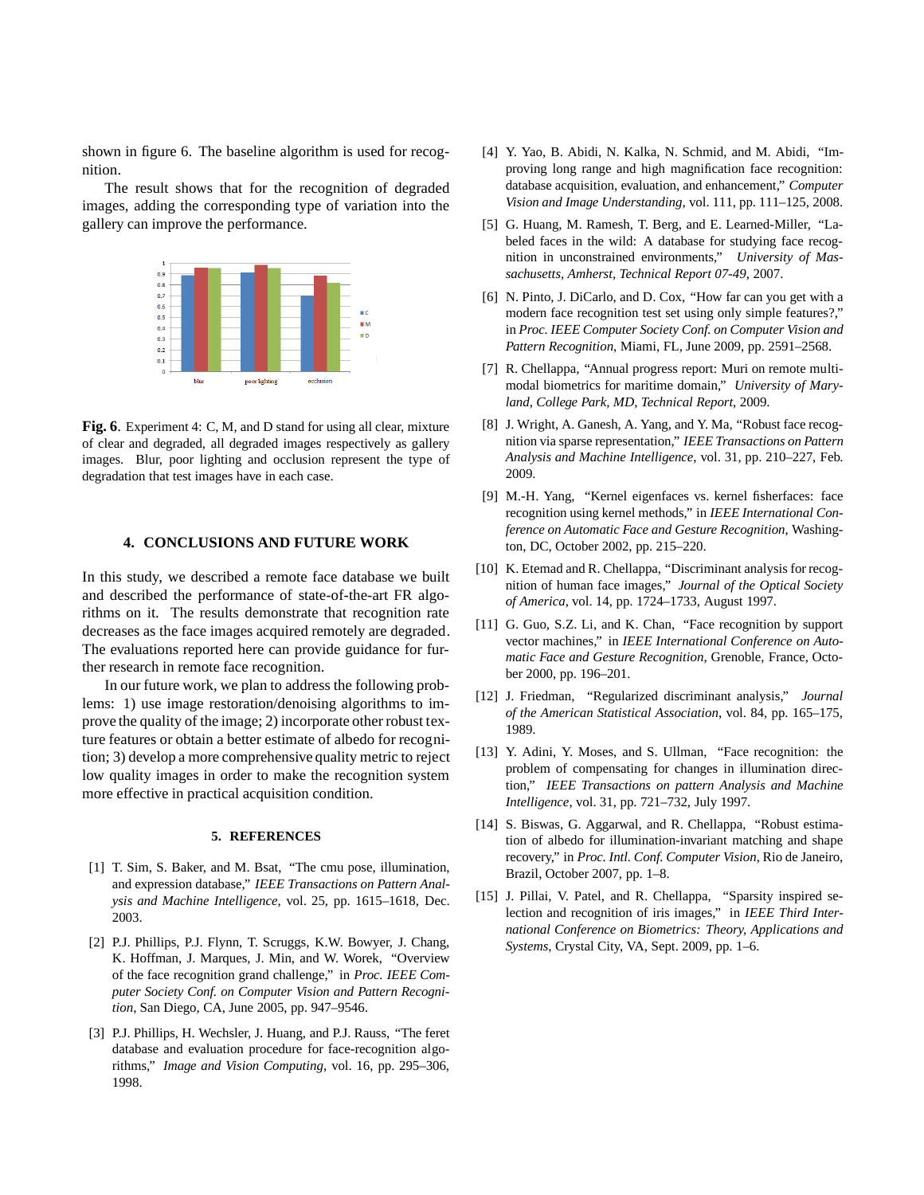shown in figure 6. The baseline algorithm is used for recognition.

The result shows that for the recognition of degraded images, adding the corresponding type of variation into the gallery can improve the performance.

1
0.9
0.8
0.7
0.6
0.5
0.4
0.3
0.2
0.1
0
blur
poor lighting
occlusion
C
M
D

**Fig. 6**. Experiment 4: C, M, and D stand for using all clear, mixture of clear and degraded, all degraded images respectively as gallery images. Blur, poor lighting and occlusion represent the type of degradation that test images have in each case.

## 4. CONCLUSIONS AND FUTURE WORK

In this study, we described a remote face database we built and described the performance of state-of-the-art FR algorithms on it. The results demonstrate that recognition rate decreases as the face images acquired remotely are degraded. The evaluations reported here can provide guidance for further research in remote face recognition.

In our future work, we plan to address the following problems: 1) use image restoration/denoising algorithms to improve the quality of the image; 2) incorporate other robust texture features or obtain a better estimate of albedo for recognition; 3) develop a more comprehensive quality metric to reject low quality images in order to make the recognition system more effective in practical acquisition condition.

## 5. REFERENCES

[1] T. Sim, S. Baker, and M. Bsat, "The cmu pose, illumination, and expression database," *IEEE Transactions on Pattern Analysis and Machine Intelligence*, vol. 25, pp. 1615–1618, Dec. 2003.

[2] P.J. Phillips, P.J. Flynn, T. Scruggs, K.W. Bowyer, J. Chang, K. Hoffman, J. Marques, J. Min, and W. Worek, "Overview of the face recognition grand challenge," in *Proc. IEEE Computer Society Conf. on Computer Vision and Pattern Recognition*, San Diego, CA, June 2005, pp. 947–9546.

[3] P.J. Phillips, H. Wechsler, J. Huang, and P.J. Rauss, "The feret database and evaluation procedure for face-recognition algorithms," *Image and Vision Computing*, vol. 16, pp. 295–306, 1998.

[4] Y. Yao, B. Abidi, N. Kalka, N. Schmid, and M. Abidi, "Improving long range and high magnification face recognition: database acquisition, evaluation, and enhancement," *Computer Vision and Image Understanding*, vol. 111, pp. 111–125, 2008.

[5] G. Huang, M. Ramesh, T. Berg, and E. Learned-Miller, "Labeled faces in the wild: A database for studying face recognition in unconstrained environments," *University of Massachusetts, Amherst, Technical Report 07-49*, 2007.

[6] N. Pinto, J. DiCarlo, and D. Cox, "How far can you get with a modern face recognition test set using only simple features?," in *Proc. IEEE Computer Society Conf. on Computer Vision and Pattern Recognition*, Miami, FL, June 2009, pp. 2591–2568.

[7] R. Chellappa, "Annual progress report: Muri on remote multimodal biometrics for maritime domain," *University of Maryland, College Park, MD, Technical Report*, 2009.

[8] J. Wright, A. Ganesh, A. Yang, and Y. Ma, "Robust face recognition via sparse representation," *IEEE Transactions on Pattern Analysis and Machine Intelligence*, vol. 31, pp. 210–227, Feb. 2009.

[9] M.-H. Yang, "Kernel eigenfaces vs. kernel fisherfaces: face recognition using kernel methods," in *IEEE International Conference on Automatic Face and Gesture Recognition*, Washington, DC, October 2002, pp. 215–220.

[10] K. Etemad and R. Chellappa, "Discriminant analysis for recognition of human face images," *Journal of the Optical Society of America*, vol. 14, pp. 1724–1733, August 1997.

[11] G. Guo, S.Z. Li, and K. Chan, "Face recognition by support vector machines," in *IEEE International Conference on Automatic Face and Gesture Recognition*, Grenoble, France, October 2000, pp. 196–201.

[12] J. Friedman, "Regularized discriminant analysis," *Journal of the American Statistical Association*, vol. 84, pp. 165–175, 1989.

[13] Y. Adini, Y. Moses, and S. Ullman, "Face recognition: the problem of compensating for changes in illumination direction," *IEEE Transactions on pattern Analysis and Machine Intelligence*, vol. 31, pp. 721–732, July 1997.

[14] S. Biswas, G. Aggarwal, and R. Chellappa, "Robust estimation of albedo for illumination-invariant matching and shape recovery," in *Proc. Intl. Conf. Computer Vision*, Rio de Janeiro, Brazil, October 2007, pp. 1–8.

[15] J. Pillai, V. Patel, and R. Chellappa, "Sparsity inspired selection and recognition of iris images," in *IEEE Third International Conference on Biometrics: Theory, Applications and Systems*, Crystal City, VA, Sept. 2009, pp. 1–6.